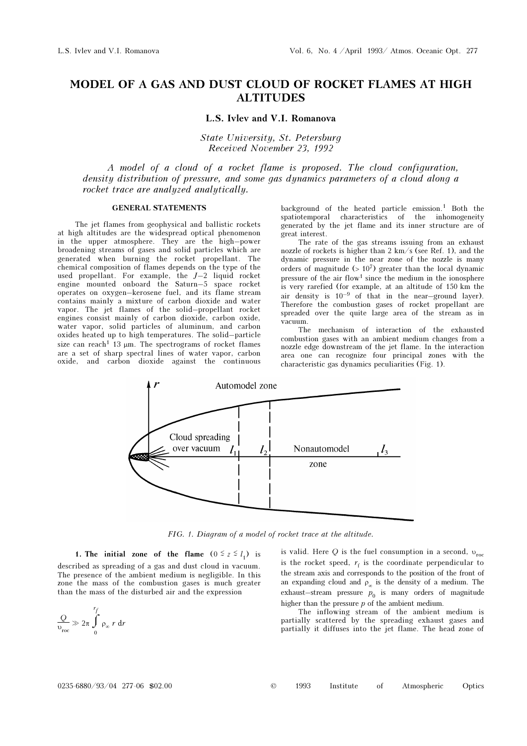# MODEL OF A GAS AND DUST CLOUD OF ROCKET FLAMES AT HIGH ALTITUDES

**L.S. Ivlev and V.I. Romanova**

*State University, St. Petersburg*
*Received November 23, 1992*

*A model of a cloud of a rocket flame is proposed. The cloud configuration, density distribution of pressure, and some gas dynamics parameters of a cloud along a rocket trace are analyzed analytically.*

### GENERAL STATEMENTS

The jet flames from geophysical and ballistic rockets at high altitudes are the widespread optical phenomenon in the upper atmosphere. They are the high–power broadening streams of gases and solid particles which are generated when burning the rocket propellant. The chemical composition of flames depends on the type of the used propellant. For example, the *J*–2 liquid rocket engine mounted onboard the Saturn–5 space rocket operates on oxygen–kerosene fuel, and its flame stream contains mainly a mixture of carbon dioxide and water vapor. The jet flames of the solid–propellant rocket engines consist mainly of carbon dioxide, carbon oxide, water vapor, solid particles of aluminum, and carbon oxides heated up to high temperatures. The solid–particle size can reach[1] 13 μm. The spectrograms of rocket flames are a set of sharp spectral lines of water vapor, carbon oxide, and carbon dioxide against the continuous background of the heated particle emission.[1] Both the spatiotemporal characteristics of the inhomogeneity generated by the jet flame and its inner structure are of great interest.

The rate of the gas streams issuing from an exhaust nozzle of rockets is higher than 2 km/s (see Ref. 1), and the dynamic pressure in the near zone of the nozzle is many orders of magnitude ($> 10^7$) greater than the local dynamic pressure of the air flow[1] since the medium in the ionosphere is very rarefied (for example, at an altitude of 150 km the air density is $10^{-9}$ of that in the near–ground layer). Therefore the combustion gases of rocket propellant are spreaded over the quite large area of the stream as in vacuum.

The mechanism of interaction of the exhausted combustion gases with an ambient medium changes from a nozzle edge downstream of the jet flame. In the interaction area one can recognize four principal zones with the characteristic gas dynamics peculiarities (Fig. 1).

*FIG. 1. Diagram of a model of rocket trace at the altitude.*

**1. The initial zone of the flame** ($0 \le z \le l_1$) is described as spreading of a gas and dust cloud in vacuum. The presence of the ambient medium is negligible. In this zone the mass of the combustion gases is much greater than the mass of the disturbed air and the expression

$$\frac{Q}{\upsilon_{\text{roc}}} \gg 2\pi \int_0^{r_f} \rho_\infty \, r \, \mathrm{d}r$$

is valid. Here $Q$ is the fuel consumption in a second, $\upsilon_{\text{roc}}$ is the rocket speed, $r_f$ is the coordinate perpendicular to the stream axis and corresponds to the position of the front of an expanding cloud and $\rho_\infty$ is the density of a medium. The exhaust–stream pressure $p_0$ is many orders of magnitude higher than the pressure $p$ of the ambient medium.

The inflowing stream of the ambient medium is partially scattered by the spreading exhaust gases and partially it diffuses into the jet flame. The head zone of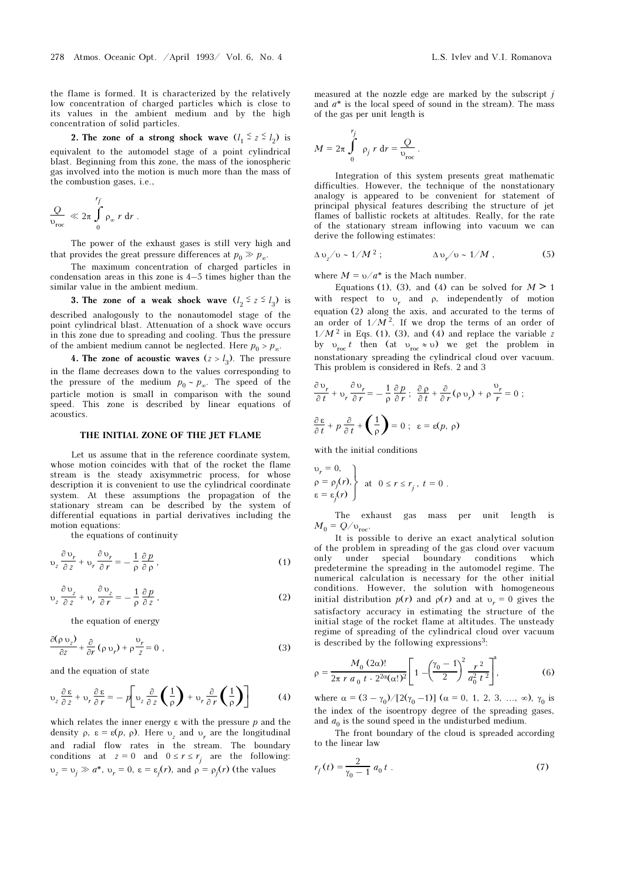the flame is formed. It is characterized by the relatively low concentration of charged particles which is close to its values in the ambient medium and by the high concentration of solid particles.

**2. The zone of a strong shock wave** ($l_1 \leq z \leq l_2$) is equivalent to the automodel stage of a point cylindrical blast. Beginning from this zone, the mass of the ionospheric gas involved into the motion is much more than the mass of the combustion gases, i.e.,

$$\frac{Q}{\upsilon_{\text{roc}}} \ll 2\pi \int_0^{r_f} \rho_\infty \, r \, \mathrm{d}r \, .$$

The power of the exhaust gases is still very high and that provides the great pressure differences at $p_0 \gg p_\infty$.

The maximum concentration of charged particles in condensation areas in this zone is 4–5 times higher than the similar value in the ambient medium.

**3. The zone of a weak shock wave** ($l_2 \leq z \leq l_3$) is described analogously to the nonautomodel stage of the point cylindrical blast. Attenuation of a shock wave occurs in this zone due to spreading and cooling. Thus the pressure of the ambient medium cannot be neglected. Here $p_0 > p_\infty$.

**4. The zone of acoustic waves** ($z > l_3$). The pressure in the flame decreases down to the values corresponding to the pressure of the medium $p_0 \sim p_\infty$. The speed of the particle motion is small in comparison with the sound speed. This zone is described by linear equations of acoustics.

## THE INITIAL ZONE OF THE JET FLAME

Let us assume that in the reference coordinate system, whose motion coincides with that of the rocket the flame stream is the steady axisymmetric process, for whose description it is convenient to use the cylindrical coordinate system. At these assumptions the propagation of the stationary stream can be described by the system of differential equations in partial derivatives including the motion equations:

the equations of continuity

$$\upsilon_z \frac{\partial \upsilon_r}{\partial z} + \upsilon_r \frac{\partial \upsilon_r}{\partial r} = -\frac{1}{\rho} \frac{\partial p}{\partial \rho} \, , \tag{1}$$

$$\upsilon_z \frac{\partial \upsilon_z}{\partial z} + \upsilon_r \frac{\partial \upsilon_z}{\partial r} = -\frac{1}{\rho} \frac{\partial p}{\partial z} \, , \tag{2}$$

the equation of energy

$$\frac{\partial (\rho \, \upsilon_z)}{\partial z} + \frac{\partial}{\partial r} (\rho \, \upsilon_r) + \rho \frac{\upsilon_r}{z} = 0 \, , \tag{3}$$

and the equation of state

$$\upsilon_z \frac{\partial \varepsilon}{\partial z} + \upsilon_r \frac{\partial \varepsilon}{\partial r} = -p\left[\upsilon_z \frac{\partial}{\partial z}\left(\frac{1}{\rho}\right) + \upsilon_r \frac{\partial}{\partial r}\left(\frac{1}{\rho}\right)\right] \tag{4}$$

which relates the inner energy $\varepsilon$ with the pressure $p$ and the density $\rho$, $\varepsilon = \varepsilon(p, \rho)$. Here $\upsilon_z$ and $\upsilon_r$ are the longitudinal and radial flow rates in the stream. The boundary conditions at $z = 0$ and $0 \leq r \leq r_j$ are the following: $\upsilon_z = \upsilon_j \gg a^*$, $\upsilon_r = 0$, $\varepsilon = \varepsilon_j(r)$, and $\rho = \rho_j(r)$ (the values measured at the nozzle edge are marked by the subscript $j$ and $a^*$ is the local speed of sound in the stream). The mass of the gas per unit length is

$$M = 2\pi \int_0^{r_j} \rho_j \, r \, \mathrm{d}r = \frac{Q}{\upsilon_{\text{roc}}} \, .$$

Integration of this system presents great mathematic difficulties. However, the technique of the nonstationary analogy is appeared to be convenient for statement of principal physical features describing the structure of jet flames of ballistic rockets at altitudes. Really, for the rate of the stationary stream inflowing into vacuum we can derive the following estimates:

$$\Delta \upsilon_z / \upsilon \sim 1/M^2 \, ; \qquad \qquad \Delta \upsilon_r / \upsilon \sim 1/M \, , \tag{5}$$

where $M = \upsilon / a^*$ is the Mach number.

Equations (1), (3), and (4) can be solved for $M > 1$ with respect to $\upsilon_r$ and $\rho$, independently of motion equation (2) along the axis, and accurated to the terms of an order of $1/M^2$. If we drop the terms of an order of $1/M^2$ in Eqs. (1), (3), and (4) and replace the variable $z$ by $\upsilon_{\text{roc}} t$ then (at $\upsilon_{\text{roc}} \approx \upsilon$) we get the problem in nonstationary spreading the cylindrical cloud over vacuum. This problem is considered in Refs. 2 and 3

$$\frac{\partial \upsilon_r}{\partial t} + \upsilon_r \frac{\partial \upsilon_r}{\partial r} = -\frac{1}{\rho} \frac{\partial p}{\partial r} \, ; \;\; \frac{\partial \rho}{\partial t} + \frac{\partial}{\partial r} (\rho \, \upsilon_r) + \rho \frac{\upsilon_r}{r} = 0 \, ;$$

$$\frac{\partial \varepsilon}{\partial t} + p \frac{\partial}{\partial t} + \left(\frac{1}{\rho}\right) = 0 \, ; \;\; \varepsilon = \varepsilon(p, \rho)$$

with the initial conditions

$$\left.\begin{array}{l} \upsilon_r = 0, \\ \rho = \rho_j(r), \\ \varepsilon = \varepsilon_j(r) \end{array}\right\} \text{ at } \; 0 \leq r \leq r_j \, , \; t = 0 \, .$$

The exhaust gas mass per unit length is $M_0 = Q/\upsilon_{\text{roc}}$.

It is possible to derive an exact analytical solution of the problem in spreading of the gas cloud over vacuum only under special boundary conditions which predetermine the spreading in the automodel regime. The numerical calculation is necessary for the other initial conditions. However, the solution with homogeneous initial distribution $p(r)$ and $\rho(r)$ and at $\upsilon_r = 0$ gives the satisfactory accuracy in estimating the structure of the initial stage of the rocket flame at altitudes. The unsteady regime of spreading of the cylindrical cloud over vacuum is described by the following expressions[3]:

$$\rho = \frac{M_0 \, (2\alpha)!}{2\pi \, r \, a_0 \, t \cdot 2^{2\alpha} (\alpha!)^2} \left[1 - \left(\frac{\gamma_0 - 1}{2}\right)^2 \frac{r^2}{a_0^2 \, t^2}\right]^a , \tag{6}$$

where $\alpha = (3 - \gamma_0)/[2(\gamma_0 - 1)]$ ($\alpha = 0, 1, 2, 3, \ldots, \infty$), $\gamma_0$ is the index of the isoentropy degree of the spreading gases, and $a_0$ is the sound speed in the undisturbed medium.

The front boundary of the cloud is spreaded according to the linear law

$$r_f(t) = \frac{2}{\gamma_0 - 1} \, a_0 \, t \, . \tag{7}$$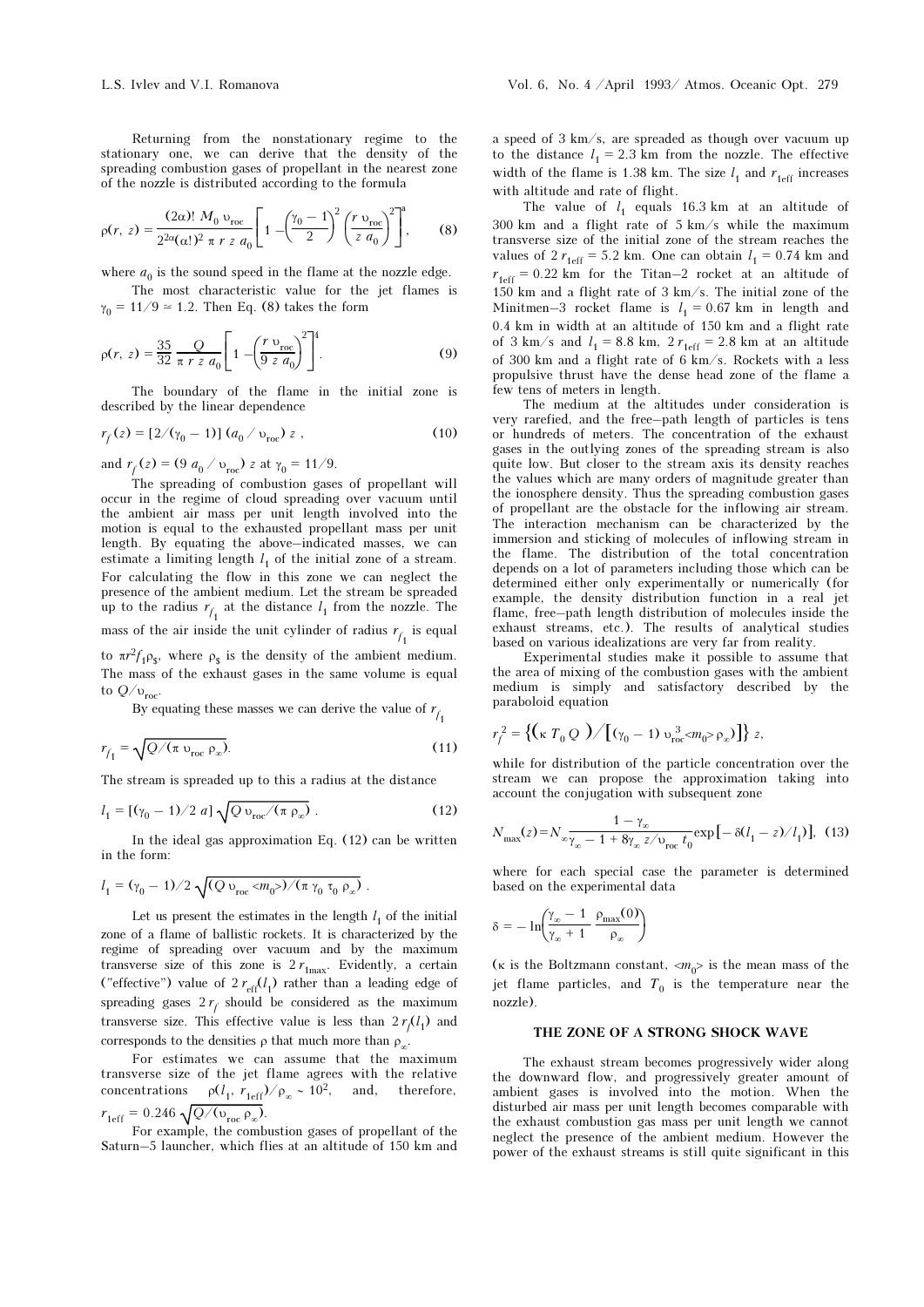Returning from the nonstationary regime to the stationary one, we can derive that the density of the spreading combustion gases of propellant in the nearest zone of the nozzle is distributed according to the formula

$$\rho(r, z) = \frac{(2\alpha)!\, M_0\, \upsilon_{roc}}{2^{2\alpha}(\alpha!)^2\, \pi\, r\, z\, a_0}\left[1 - \left(\frac{\gamma_0 - 1}{2}\right)^2 \left(\frac{r\, \upsilon_{roc}}{z\, a_0}\right)^2\right]^{a}, \quad (8)$$

where $a_0$ is the sound speed in the flame at the nozzle edge.

The most characteristic value for the jet flames is $\gamma_0 = 11/9 \simeq 1.2$. Then Eq. (8) takes the form

$$\rho(r, z) = \frac{35}{32}\, \frac{Q}{\pi\, r\, z\, a_0}\left[1 - \left(\frac{r\, \upsilon_{roc}}{9\, z\, a_0}\right)^2\right]^4. \quad (9)$$

The boundary of the flame in the initial zone is described by the linear dependence

$$r_f(z) = [2/(\gamma_0 - 1)]\, (a_0 / \upsilon_{roc})\, z\,, \quad (10)$$

and $r_f(z) = (9\, a_0 / \upsilon_{roc})\, z$ at $\gamma_0 = 11/9$.

The spreading of combustion gases of propellant will occur in the regime of cloud spreading over vacuum until the ambient air mass per unit length involved into the motion is equal to the exhausted propellant mass per unit length. By equating the above–indicated masses, we can estimate a limiting length $l_1$ of the initial zone of a stream. For calculating the flow in this zone we can neglect the presence of the ambient medium. Let the stream be spreaded up to the radius $r_{f_1}$ at the distance $l_1$ from the nozzle. The mass of the air inside the unit cylinder of radius $r_{f_1}$ is equal to $\pi r^2 f_1 \rho_\$$, where $\rho_\$$ is the density of the ambient medium. The mass of the exhaust gases in the same volume is equal to $Q/\upsilon_{roc}$.

By equating these masses we can derive the value of $r_{f_1}$

$$r_{f_1} = \sqrt{Q/(\pi\, \upsilon_{roc}\, \rho_\infty)}. \quad (11)$$

The stream is spreaded up to this a radius at the distance

$$l_1 = [(\gamma_0 - 1)/2\, a]\, \sqrt{Q\, \upsilon_{roc}/(\pi\, \rho_\infty)}\ . \quad (12)$$

In the ideal gas approximation Eq. (12) can be written in the form:

$$l_1 = (\gamma_0 - 1)/2\, \sqrt{(Q\, \upsilon_{roc} <m_0>)/(\pi\, \gamma_0\, \tau_0\, \rho_\infty)}\ .$$

Let us present the estimates in the length $l_1$ of the initial zone of a flame of ballistic rockets. It is characterized by the regime of spreading over vacuum and by the maximum transverse size of this zone is $2\, r_{1max}$. Evidently, a certain ("effective") value of $2\, r_{eff}(l_1)$ rather than a leading edge of spreading gases $2\, r_f$ should be considered as the maximum transverse size. This effective value is less than $2\, r_f(l_1)$ and corresponds to the densities $\rho$ that much more than $\rho_\infty$.

For estimates we can assume that the maximum transverse size of the jet flame agrees with the relative concentrations $\rho(l_1, r_{1eff})/\rho_\infty \sim 10^2$, and, therefore, $r_{1eff} = 0.246\, \sqrt{Q/(\upsilon_{roc}\, \rho_\infty)}$.

For example, the combustion gases of propellant of the Saturn–5 launcher, which flies at an altitude of 150 km and a speed of 3 km/s, are spreaded as though over vacuum up to the distance $l_1 = 2.3$ km from the nozzle. The effective width of the flame is 1.38 km. The size $l_1$ and $r_{1eff}$ increases with altitude and rate of flight.

The value of $l_1$ equals 16.3 km at an altitude of 300 km and a flight rate of 5 km/s while the maximum transverse size of the initial zone of the stream reaches the values of $2\, r_{1eff} = 5.2$ km. One can obtain $l_1 = 0.74$ km and $r_{1eff} = 0.22$ km for the Titan–2 rocket at an altitude of 150 km and a flight rate of 3 km/s. The initial zone of the Minitmen–3 rocket flame is $l_1 = 0.67$ km in length and 0.4 km in width at an altitude of 150 km and a flight rate of 3 km/s and $l_1 = 8.8$ km, $2\, r_{1eff} = 2.8$ km at an altitude of 300 km and a flight rate of 6 km/s. Rockets with a less propulsive thrust have the dense head zone of the flame a few tens of meters in length.

The medium at the altitudes under consideration is very rarefied, and the free–path length of particles is tens or hundreds of meters. The concentration of the exhaust gases in the outlying zones of the spreading stream is also quite low. But closer to the stream axis its density reaches the values which are many orders of magnitude greater than the ionosphere density. Thus the spreading combustion gases of propellant are the obstacle for the inflowing air stream. The interaction mechanism can be characterized by the immersion and sticking of molecules of inflowing stream in the flame. The distribution of the total concentration depends on a lot of parameters including those which can be determined either only experimentally or numerically (for example, the density distribution function in a real jet flame, free–path length distribution of molecules inside the exhaust streams, etc.). The results of analytical studies based on various idealizations are very far from reality.

Experimental studies make it possible to assume that the area of mixing of the combustion gases with the ambient medium is simply and satisfactory described by the paraboloid equation

$$r_f^2 = \left\{\left(\kappa\, T_0\, Q\right)/\left[(\gamma_0 - 1)\, \upsilon_{roc}^3 <m_0> \rho_\infty\right]\right\} z,$$

while for distribution of the particle concentration over the stream we can propose the approximation taking into account the conjugation with subsequent zone

$$N_{max}(z) = N_\infty \frac{1 - \gamma_\infty}{\gamma_\infty - 1 + 8\gamma_\infty\, z/\upsilon_{roc}\, t_0} \exp\left[-\, \delta(l_1 - z)/l_1\right], \quad (13)$$

where for each special case the parameter is determined based on the experimental data

$$\delta = -\ln\left(\frac{\gamma_\infty - 1}{\gamma_\infty + 1}\, \frac{\rho_{max}(0)}{\rho_\infty}\right)$$

($\kappa$ is the Boltzmann constant, $<m_0>$ is the mean mass of the jet flame particles, and $T_0$ is the temperature near the nozzle).

## THE ZONE OF A STRONG SHOCK WAVE

The exhaust stream becomes progressively wider along the downward flow, and progressively greater amount of ambient gases is involved into the motion. When the disturbed air mass per unit length becomes comparable with the exhaust combustion gas mass per unit length we cannot neglect the presence of the ambient medium. However the power of the exhaust streams is still quite significant in this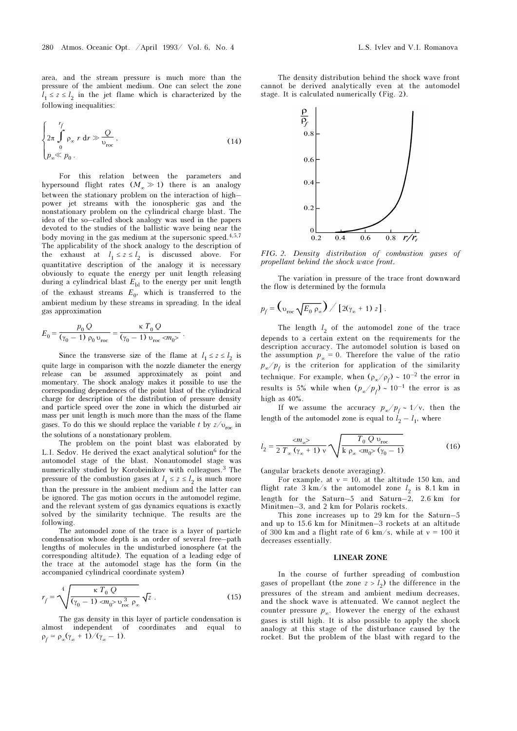area, and the stream pressure is much more than the pressure of the ambient medium. One can select the zone $l_1 \le z \le l_2$ in the jet flame which is characterized by the following inequalities:

$$\begin{cases} 2\pi \int\limits_0^{r_f} \rho_\infty \, r \, dr \gg \dfrac{Q}{\upsilon_{roc}} , \\ p_\infty \ll p_0 . \end{cases} \tag{14}$$

For this relation between the parameters and hypersound flight rates ($M_\infty \gg 1$) there is an analogy between the stationary problem on the interaction of high–power jet streams with the ionospheric gas and the nonstationary problem on the cylindrical charge blast. The idea of the so–called shock analogy was used in the papers devoted to the studies of the ballistic wave being near the body moving in the gas medium at the supersonic speed.[4,5,7] The applicability of the shock analogy to the description of the exhaust at $l_1 \le z \le l_2$ is discussed above. For quantitative description of the analogy it is necessary obviously to equate the energy per unit length releasing during a cylindrical blast $E_{bl}$ to the energy per unit length of the exhaust streams $E_0$, which is transferred to the ambient medium by these streams in spreading. In the ideal gas approximation

$$E_0 = \frac{p_0 \, Q}{(\gamma_0 - 1) \, \rho_0 \, \upsilon_{roc}} = \frac{\kappa \, T_0 \, Q}{(\gamma_0 - 1) \, \upsilon_{roc} <m_0>} .$$

Since the transverse size of the flame at $l_1 \le z \le l_2$ is quite large in comparison with the nozzle diameter the energy release can be assumed approximately as point and momentary. The shock analogy makes it possible to use the corresponding dependences of the point blast of the cylindrical charge for description of the distribution of pressure density and particle speed over the zone in which the disturbed air mass per unit length is much more than the mass of the flame gases. To do this we should replace the variable $t$ by $z/\upsilon_{roc}$ in the solutions of a nonstationary problem.

The problem on the point blast was elaborated by L.I. Sedov. He derived the exact analytical solution[6] for the automodel stage of the blast. Nonautomodel stage was numerically studied by Korobeinikov with colleagues.[3] The pressure of the combustion gases at $l_1 \le z \le l_2$ is much more than the pressure in the ambient medium and the latter can be ignored. The gas motion occurs in the automodel regime, and the relevant system of gas dynamics equations is exactly solved by the similarity technique. The results are the following.

The automodel zone of the trace is a layer of particle condensation whose depth is an order of several free–path lengths of molecules in the undisturbed ionosphere (at the corresponding altitude). The equation of a leading edge of the trace at the automodel stage has the form (in the accompanied cylindrical coordinate system)

$$r_f = \sqrt[4]{\frac{\kappa \, T_0 \, Q}{(\gamma_0 - 1) <m_0> \upsilon_{roc}^3 \, \rho_\infty}} \sqrt{z} . \tag{15}$$

The gas density in this layer of particle condensation is almost independent of coordinates and equal to $\rho_f \simeq \rho_\infty(\gamma_\infty + 1)/(\gamma_\infty - 1)$.

The density distribution behind the shock wave front cannot be derived analytically even at the automodel stage. It is calculated numerically (Fig. 2).

*FIG. 2. Density distribution of combustion gases of propellant behind the shock wave front.*

The variation in pressure of the trace front downward the flow is determined by the formula

$$p_f = \left(\upsilon_{roc} \sqrt{E_0 \, \rho_\infty}\right) / \left[2(\gamma_\infty + 1) \, z\right] .$$

The length $l_2$ of the automodel zone of the trace depends to a certain extent on the requirements for the description accuracy. The automodel solution is based on the assumption $p_\infty = 0$. Therefore the value of the ratio $p_\infty/p_f$ is the criterion for application of the similarity technique. For example, when $(\rho_\infty/\rho_f) \sim 10^{-2}$ the error in results is 5% while when $(p_\infty/p_f) \sim 10^{-1}$ the error is as high as 40%.

If we assume the accuracy $p_\infty/p_f \sim 1/\nu$, then the length of the automodel zone is equal to $l_2 - l_1$, where

$$l_2 = \frac{<m_\infty>}{2 \, T_\infty \, (\gamma_\infty + 1) \, \nu} \sqrt{\frac{T_0 \, Q \, \upsilon_{roc}}{k \, \rho_\infty <m_0> (\gamma_0 - 1)}} \tag{16}$$

(angular brackets denote averaging).

For example, at $\nu = 10$, at the altitude 150 km, and flight rate 3 km/s the automodel zone $l_2$ is 8.1 km in length for the Saturn–5 and Saturn–2, 2.6 km for Minitmen–3, and 2 km for Polaris rockets.

This zone increases up to 29 km for the Saturn–5 and up to 15.6 km for Minitmen–3 rockets at an altitude of 300 km and a flight rate of 6 km/s, while at $\nu = 100$ it decreases essentially.

## LINEAR ZONE

In the course of further spreading of combustion gases of propellant (the zone $z > l_2$) the difference in the pressures of the stream and ambient medium decreases, and the shock wave is attenuated. We cannot neglect the counter pressure $p_\infty$. However the energy of the exhaust gases is still high. It is also possible to apply the shock analogy at this stage of the disturbance caused by the rocket. But the problem of the blast with regard to the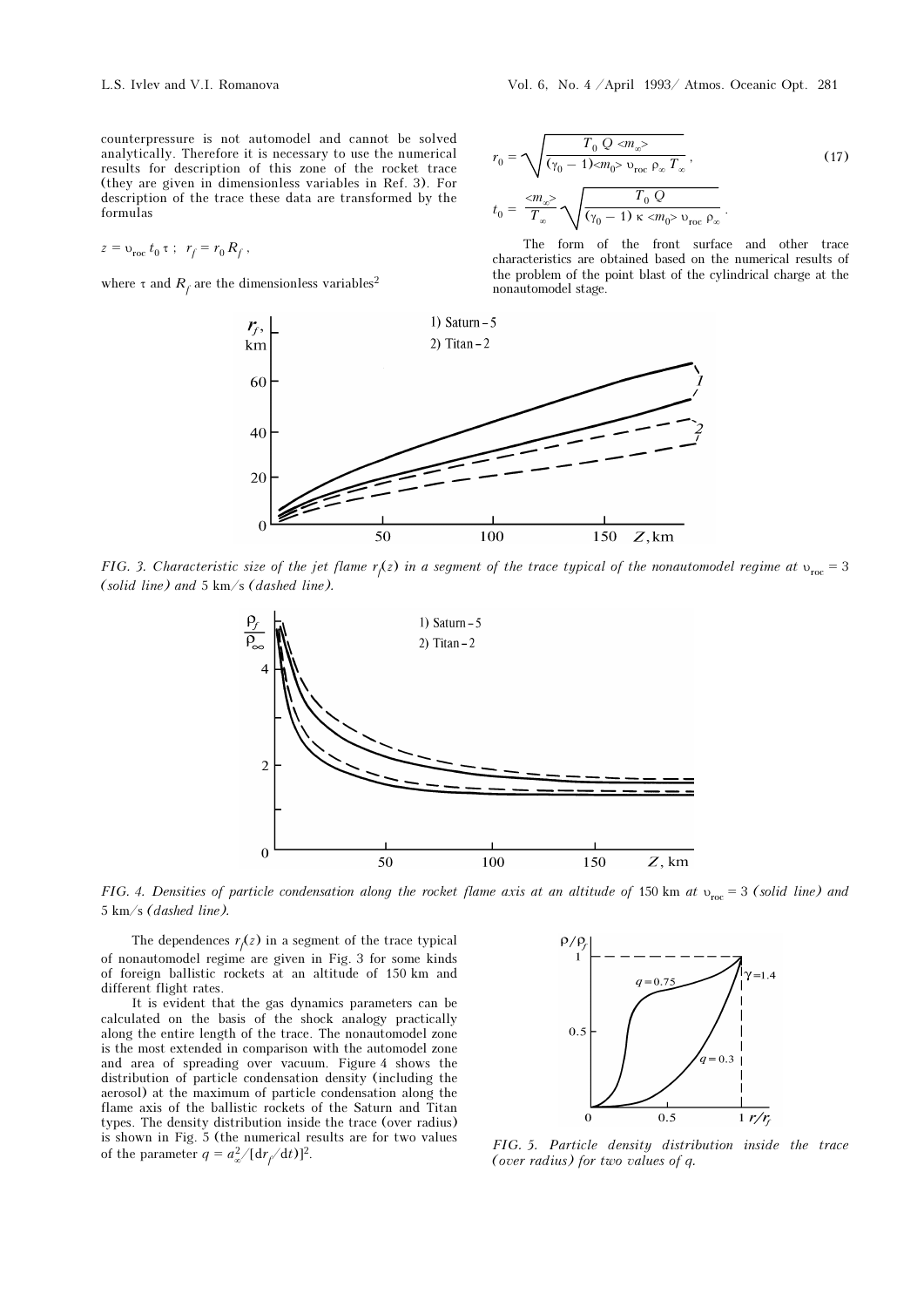counterpressure is not automodel and cannot be solved analytically. Therefore it is necessary to use the numerical results for description of this zone of the rocket trace (they are given in dimensionless variables in Ref. 3). For description of the trace these data are transformed by the formulas

$$z = \upsilon_{\text{roc}}\, t_0\, \tau\ ; \quad r_f = r_0\, R_f\ ,$$

where $\tau$ and $R_f$ are the dimensionless variables[2]

$$r_0 = \sqrt{\frac{T_0\, Q\, <m_\infty>}{(\gamma_0 - 1)<m_0>\, \upsilon_{\text{roc}}\, \rho_\infty\, T_\infty}}\ , \tag{17}$$

$$t_0 = \frac{<m_\infty>}{T_\infty}\sqrt{\frac{T_0\, Q}{(\gamma_0 - 1)\, \kappa\, <m_0>\, \upsilon_{\text{roc}}\, \rho_\infty}}\ .$$

The form of the front surface and other trace characteristics are obtained based on the numerical results of the problem of the point blast of the cylindrical charge at the nonautomodel stage.

*FIG. 3. Characteristic size of the jet flame $r_f(z)$ in a segment of the trace typical of the nonautomodel regime at $\upsilon_{\text{roc}} = 3$ (solid line) and 5 km/s (dashed line).*

*FIG. 4. Densities of particle condensation along the rocket flame axis at an altitude of 150 km at $\upsilon_{\text{roc}} = 3$ (solid line) and 5 km/s (dashed line).*

The dependences $r_f(z)$ in a segment of the trace typical of nonautomodel regime are given in Fig. 3 for some kinds of foreign ballistic rockets at an altitude of 150 km and different flight rates.

It is evident that the gas dynamics parameters can be calculated on the basis of the shock analogy practically along the entire length of the trace. The nonautomodel zone is the most extended in comparison with the automodel zone and area of spreading over vacuum. Figure 4 shows the distribution of particle condensation density (including the aerosol) at the maximum of particle condensation along the flame axis of the ballistic rockets of the Saturn and Titan types. The density distribution inside the trace (over radius) is shown in Fig. 5 (the numerical results are for two values of the parameter $q = a_\infty^2/[\mathrm{d}r_f/\mathrm{d}t)]^2$.

*FIG. 5. Particle density distribution inside the trace (over radius) for two values of q.*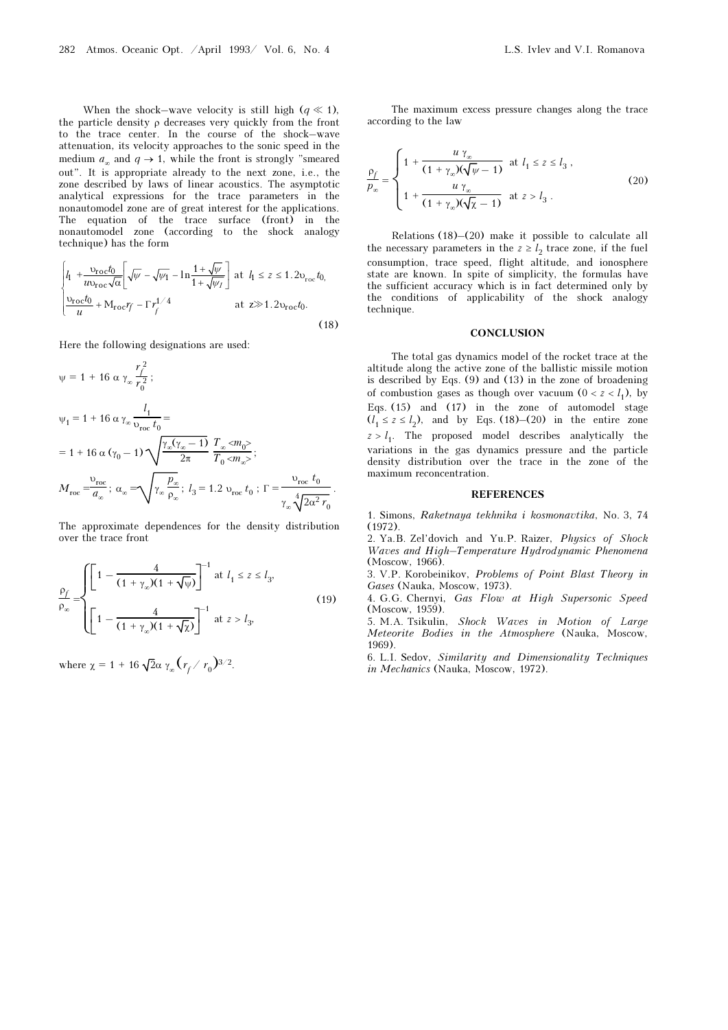When the shock–wave velocity is still high ($q \ll 1$), the particle density $\rho$ decreases very quickly from the front to the trace center. In the course of the shock–wave attenuation, its velocity approaches to the sonic speed in the medium $a_\infty$ and $q \to 1$, while the front is strongly "smeared out". It is appropriate already to the next zone, i.e., the zone described by laws of linear acoustics. The asymptotic analytical expressions for the trace parameters in the nonautomodel zone are of great interest for the applications. The equation of the trace surface (front) in the nonautomodel zone (according to the shock analogy technique) has the form

$$
\begin{cases}
l_1 + \dfrac{\upsilon_{\text{roc}} t_0}{u \upsilon_{\text{roc}} \sqrt{\alpha}} \left[ \sqrt{\psi} - \sqrt{\psi_1} - \ln \dfrac{1 + \sqrt{\psi}}{1 + \sqrt{\psi_1}} \right] & \text{at } l_1 \le z \le 1.2 \upsilon_{\text{roc}} t_0, \\
\dfrac{\upsilon_{\text{roc}} t_0}{u} + M_{\text{roc}} r_f - \Gamma r_f^{1/4} & \text{at } z \gg 1.2 \upsilon_{\text{roc}} t_0.
\end{cases}
\tag{18}
$$

Here the following designations are used:

$$\psi = 1 + 16\, \alpha\, \gamma_\infty \frac{r_f^2}{r_0^2};$$

$$\psi_1 = 1 + 16\, \alpha\, \gamma_\infty \frac{l_1}{\upsilon_{\text{roc}}\, t_0} = 1 + 16\, \alpha\, (\gamma_0 - 1) \sqrt{\frac{\gamma_\infty(\gamma_\infty - 1)}{2\pi}} \, \frac{T_\infty \langle m_0 \rangle}{T_0 \langle m_\infty \rangle};$$

$$M_{\text{roc}} = \frac{\upsilon_{\text{roc}}}{a_\infty}; \; \alpha_\infty = \sqrt{\gamma_\infty \frac{p_\infty}{\rho_\infty}}; \; l_3 = 1.2\, \upsilon_{\text{roc}}\, t_0\,; \; \Gamma = \frac{\upsilon_{\text{roc}}\, t_0}{\gamma_\infty \sqrt[4]{2\alpha^2}\, r_0}.$$

The approximate dependences for the density distribution over the trace front

$$
\frac{\rho_f}{\rho_\infty} =
\begin{cases}
\left[ 1 - \dfrac{4}{(1 + \gamma_\infty)(1 + \sqrt{\psi})} \right]^{-1} & \text{at } l_1 \le z \le l_3, \\
\left[ 1 - \dfrac{4}{(1 + \gamma_\infty)(1 + \sqrt{\chi})} \right]^{-1} & \text{at } z > l_3,
\end{cases}
\tag{19}
$$

where $\chi = 1 + 16 \sqrt{2} \alpha\, \gamma_\infty \left( r_f / r_0 \right)^{3/2}$.

The maximum excess pressure changes along the trace according to the law

$$
\frac{\rho_f}{p_\infty} =
\begin{cases}
1 + \dfrac{u\, \gamma_\infty}{(1 + \gamma_\infty)(\sqrt{\psi} - 1)} & \text{at } l_1 \le z \le l_3\,, \\
1 + \dfrac{u\, \gamma_\infty}{(1 + \gamma_\infty)(\sqrt{\chi} - 1)} & \text{at } z > l_3\,.
\end{cases}
\tag{20}
$$

Relations (18)–(20) make it possible to calculate all the necessary parameters in the $z \ge l_2$ trace zone, if the fuel consumption, trace speed, flight altitude, and ionosphere state are known. In spite of simplicity, the formulas have the sufficient accuracy which is in fact determined only by the conditions of applicability of the shock analogy technique.

## CONCLUSION

The total gas dynamics model of the rocket trace at the altitude along the active zone of the ballistic missile motion is described by Eqs. (9) and (13) in the zone of broadening of combustion gases as though over vacuum ($0 < z < l_1$), by Eqs. (15) and (17) in the zone of automodel stage ($l_1 \le z \le l_2$), and by Eqs. (18)–(20) in the entire zone $z > l_1$. The proposed model describes analytically the variations in the gas dynamics pressure and the particle density distribution over the trace in the zone of the maximum reconcentration.

## REFERENCES

1. Simons, *Raketnaya tekhnika i kosmonavtika*, No. 3, 74 (1972).
2. Ya.B. Zel'dovich and Yu.P. Raizer, *Physics of Shock Waves and High–Temperature Hydrodynamic Phenomena* (Moscow, 1966).
3. V.P. Korobeinikov, *Problems of Point Blast Theory in Gases* (Nauka, Moscow, 1973).
4. G.G. Chernyi, *Gas Flow at High Supersonic Speed* (Moscow, 1959).
5. M.A. Tsikulin, *Shock Waves in Motion of Large Meteorite Bodies in the Atmosphere* (Nauka, Moscow, 1969).
6. L.I. Sedov, *Similarity and Dimensionality Techniques in Mechanics* (Nauka, Moscow, 1972).